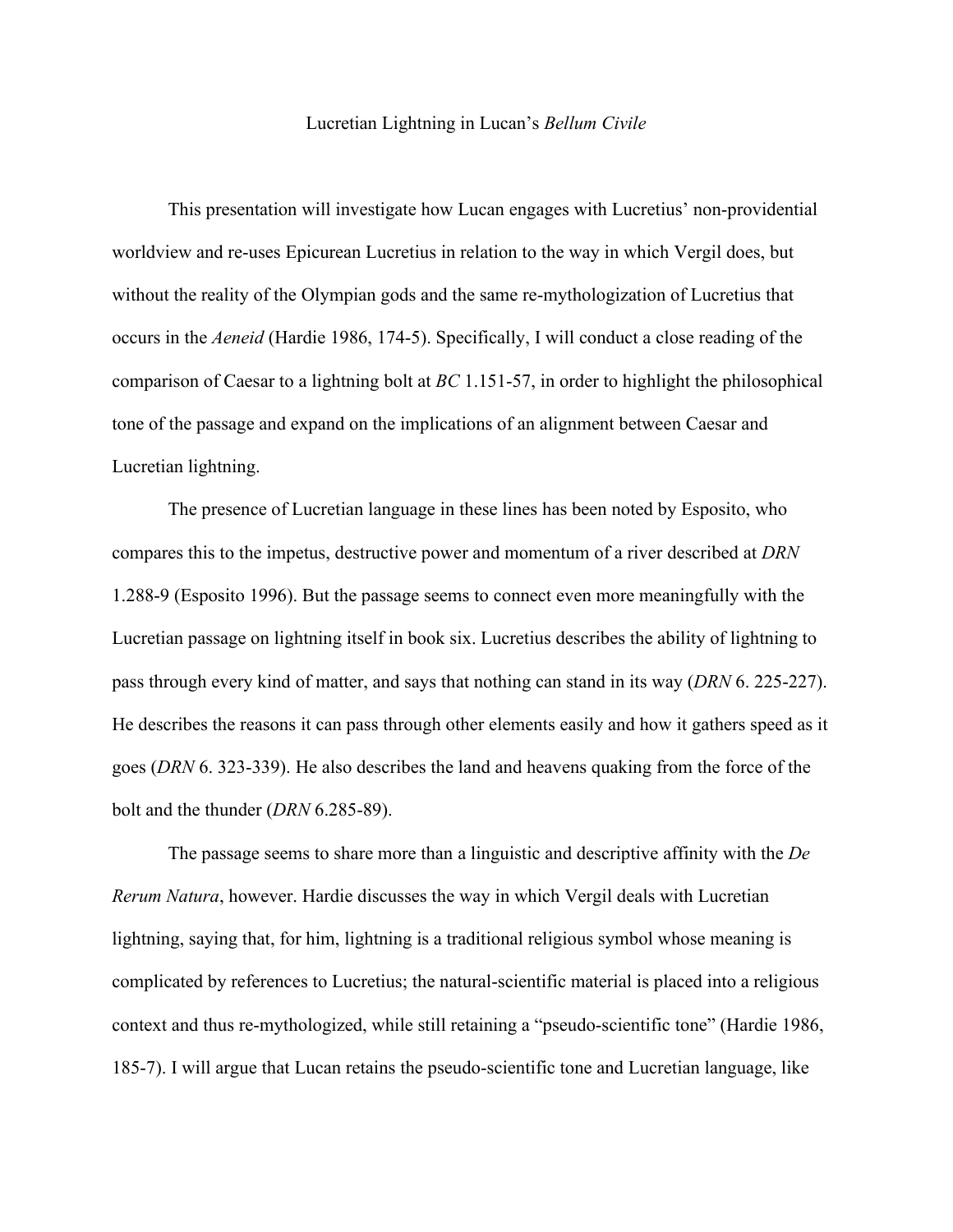# Lucretian Lightning in Lucan's *Bellum Civile*

This presentation will investigate how Lucan engages with Lucretius' non-providential worldview and re-uses Epicurean Lucretius in relation to the way in which Vergil does, but without the reality of the Olympian gods and the same re-mythologization of Lucretius that occurs in the *Aeneid* (Hardie 1986, 174-5). Specifically, I will conduct a close reading of the comparison of Caesar to a lightning bolt at *BC* 1.151-57, in order to highlight the philosophical tone of the passage and expand on the implications of an alignment between Caesar and Lucretian lightning.

The presence of Lucretian language in these lines has been noted by Esposito, who compares this to the impetus, destructive power and momentum of a river described at *DRN* 1.288-9 (Esposito 1996). But the passage seems to connect even more meaningfully with the Lucretian passage on lightning itself in book six. Lucretius describes the ability of lightning to pass through every kind of matter, and says that nothing can stand in its way (*DRN* 6. 225-227). He describes the reasons it can pass through other elements easily and how it gathers speed as it goes (*DRN* 6. 323-339). He also describes the land and heavens quaking from the force of the bolt and the thunder (*DRN* 6.285-89).

The passage seems to share more than a linguistic and descriptive affinity with the *De Rerum Natura*, however. Hardie discusses the way in which Vergil deals with Lucretian lightning, saying that, for him, lightning is a traditional religious symbol whose meaning is complicated by references to Lucretius; the natural-scientific material is placed into a religious context and thus re-mythologized, while still retaining a "pseudo-scientific tone" (Hardie 1986, 185-7). I will argue that Lucan retains the pseudo-scientific tone and Lucretian language, like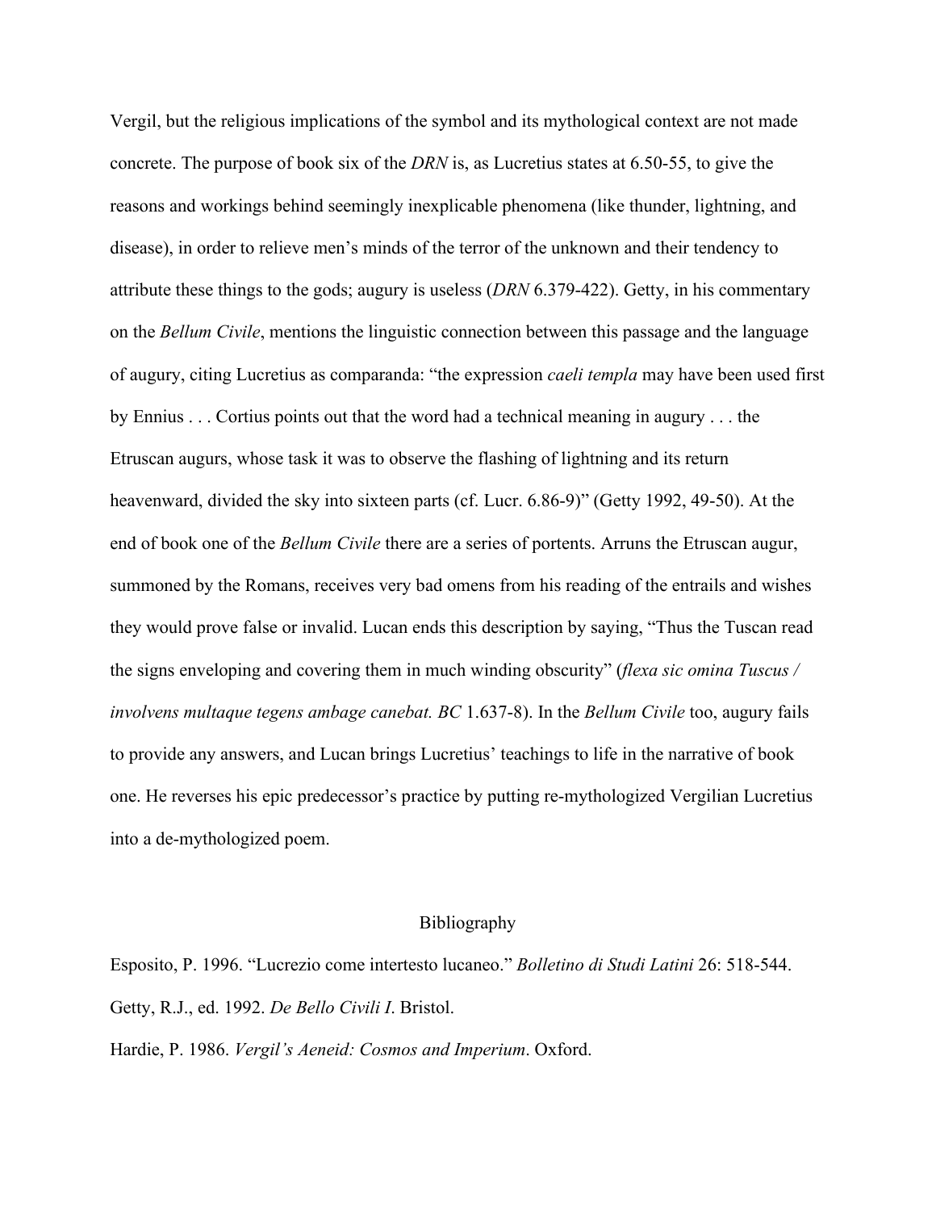Vergil, but the religious implications of the symbol and its mythological context are not made concrete. The purpose of book six of the *DRN* is, as Lucretius states at 6.50-55, to give the reasons and workings behind seemingly inexplicable phenomena (like thunder, lightning, and disease), in order to relieve men's minds of the terror of the unknown and their tendency to attribute these things to the gods; augury is useless (*DRN* 6.379-422). Getty, in his commentary on the *Bellum Civile*, mentions the linguistic connection between this passage and the language of augury, citing Lucretius as comparanda: "the expression *caeli templa* may have been used first by Ennius . . . Cortius points out that the word had a technical meaning in augury . . . the Etruscan augurs, whose task it was to observe the flashing of lightning and its return heavenward, divided the sky into sixteen parts (cf. Lucr. 6.86-9)" (Getty 1992, 49-50). At the end of book one of the *Bellum Civile* there are a series of portents. Arruns the Etruscan augur, summoned by the Romans, receives very bad omens from his reading of the entrails and wishes they would prove false or invalid. Lucan ends this description by saying, "Thus the Tuscan read the signs enveloping and covering them in much winding obscurity" (*flexa sic omina Tuscus / involvens multaque tegens ambage canebat. BC* 1.637-8). In the *Bellum Civile* too, augury fails to provide any answers, and Lucan brings Lucretius' teachings to life in the narrative of book one. He reverses his epic predecessor's practice by putting re-mythologized Vergilian Lucretius into a de-mythologized poem.

## Bibliography

Esposito, P. 1996. "Lucrezio come intertesto lucaneo." *Bolletino di Studi Latini* 26: 518-544.

Getty, R.J., ed. 1992. *De Bello Civili I*. Bristol.

Hardie, P. 1986. *Vergil's Aeneid: Cosmos and Imperium*. Oxford.